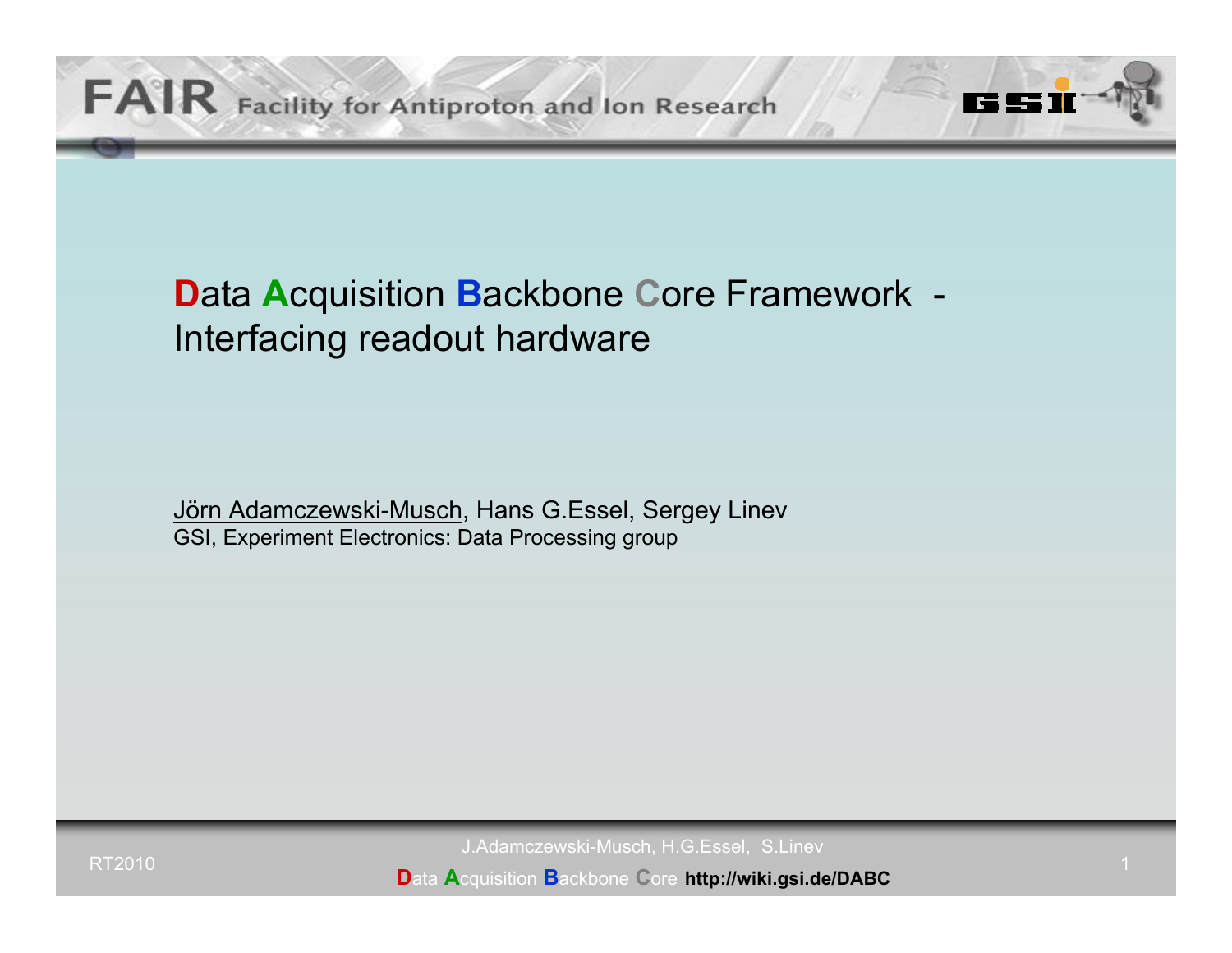# Data Acquisition Backbone Core Framework - Interfacing readout hardware

Jörn Adamczewski-Musch, Hans G.Essel, Sergey Linev

GSI, Experiment Electronics: Data Processing group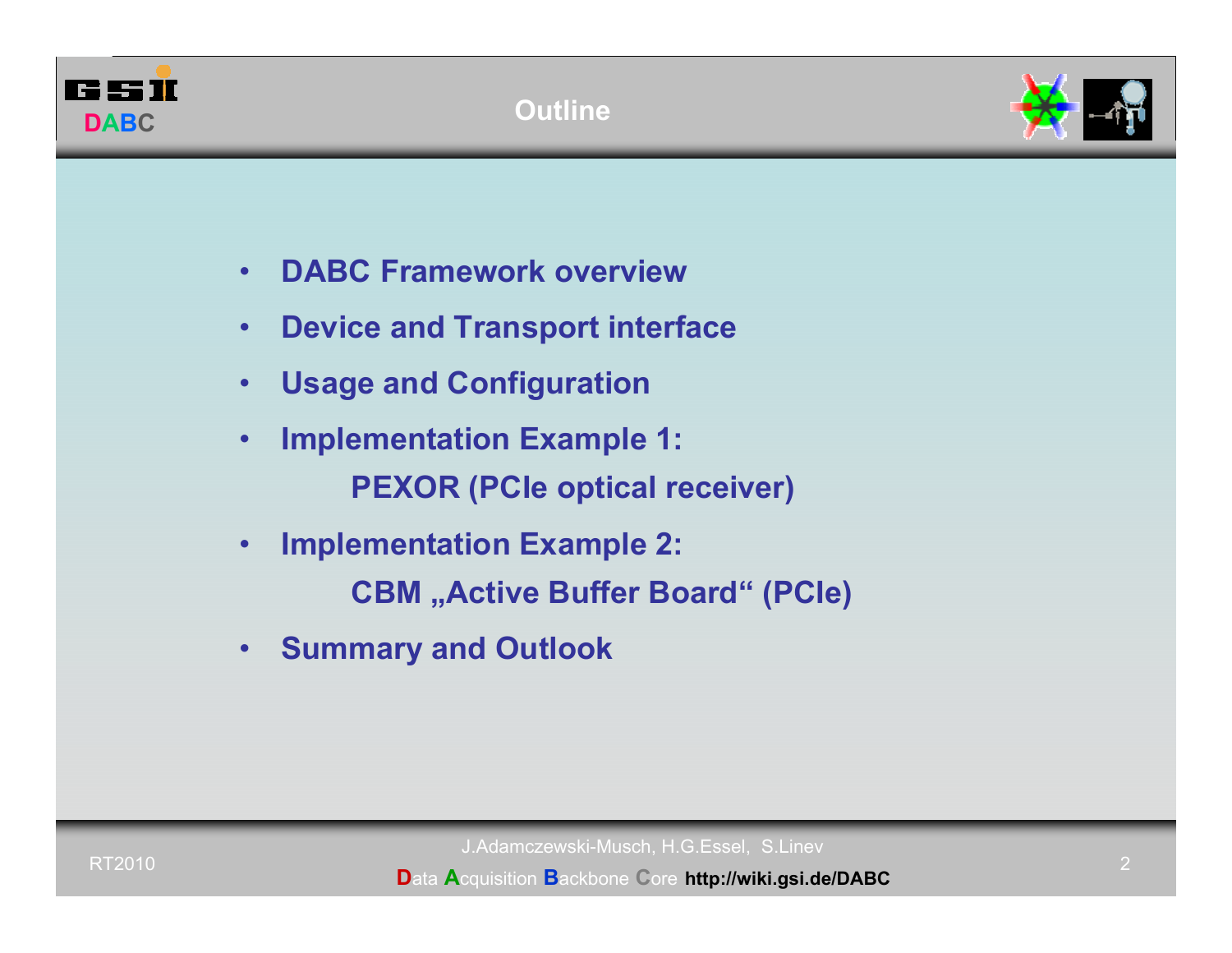# Outline

- **DABC Framework overview**
- **Device and Transport interface**
- **Usage and Configuration**
- **Implementation Example 1:**
  **PEXOR (PCIe optical receiver)**
- **Implementation Example 2:**
  **CBM „Active Buffer Board“ (PCIe)**
- **Summary and Outlook**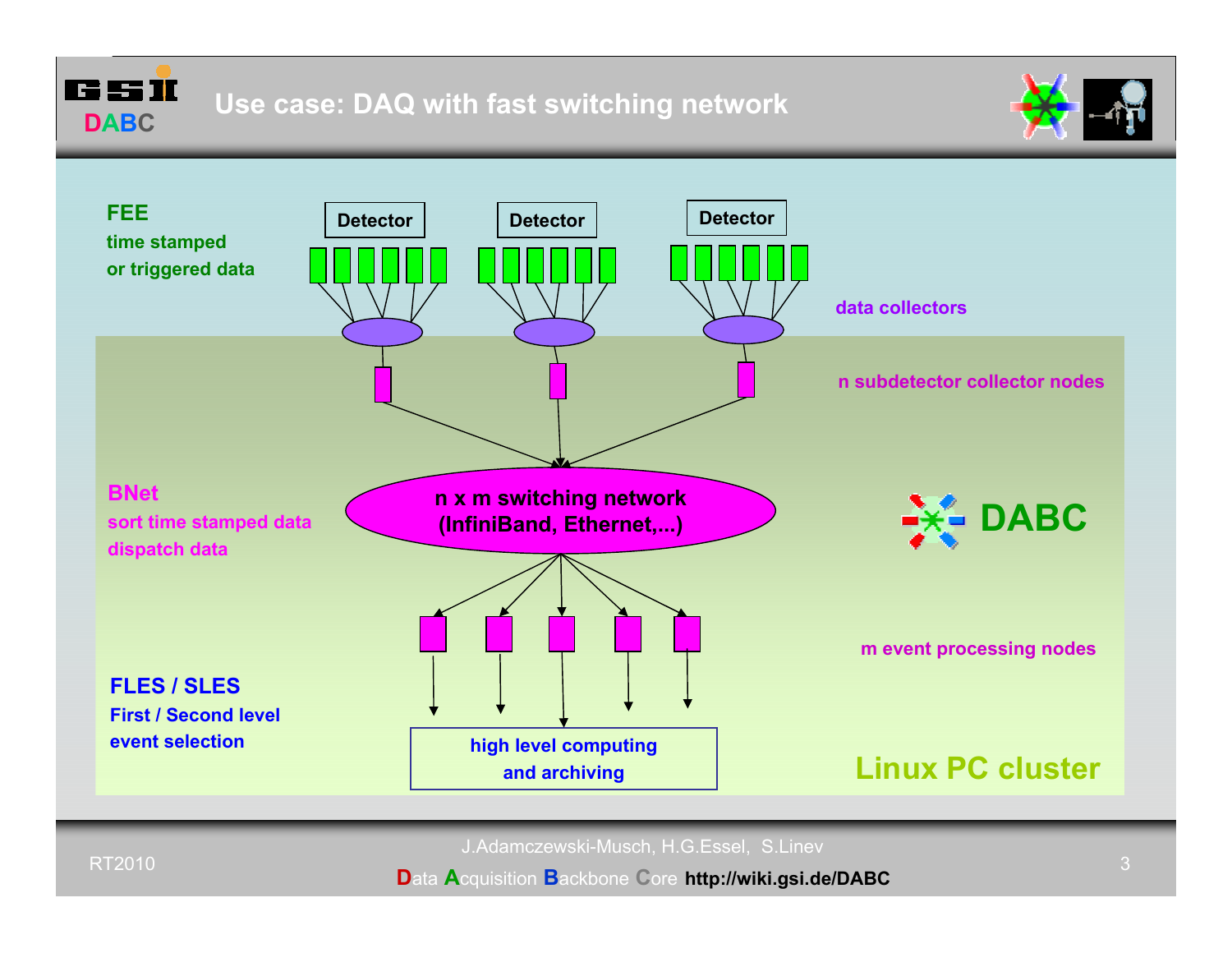# Use case: DAQ with fast switching network

**FEE**
time stamped
or triggered data

Detector | Detector | Detector

data collectors

n subdetector collector nodes

**BNet**
sort time stamped data
dispatch data

**n x m switching network**
**(InfiniBand, Ethernet,...)**

**DABC**

m event processing nodes

**FLES / SLES**
First / Second level
event selection

high level computing
and archiving

**Linux PC cluster**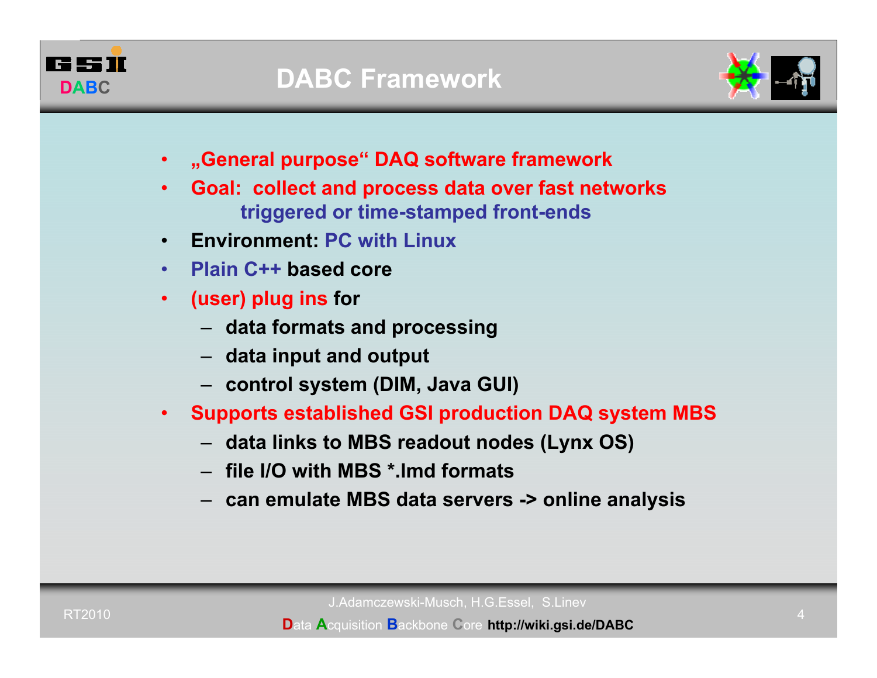# DABC Framework

- „General purpose“ DAQ software framework
- Goal: collect and process data over fast networks
  triggered or time-stamped front-ends
- Environment: PC with Linux
- Plain C++ based core
- (user) plug ins for
  - data formats and processing
  - data input and output
  - control system (DIM, Java GUI)
- Supports established GSI production DAQ system MBS
  - data links to MBS readout nodes (Lynx OS)
  - file I/O with MBS *.lmd formats
  - can emulate MBS data servers -> online analysis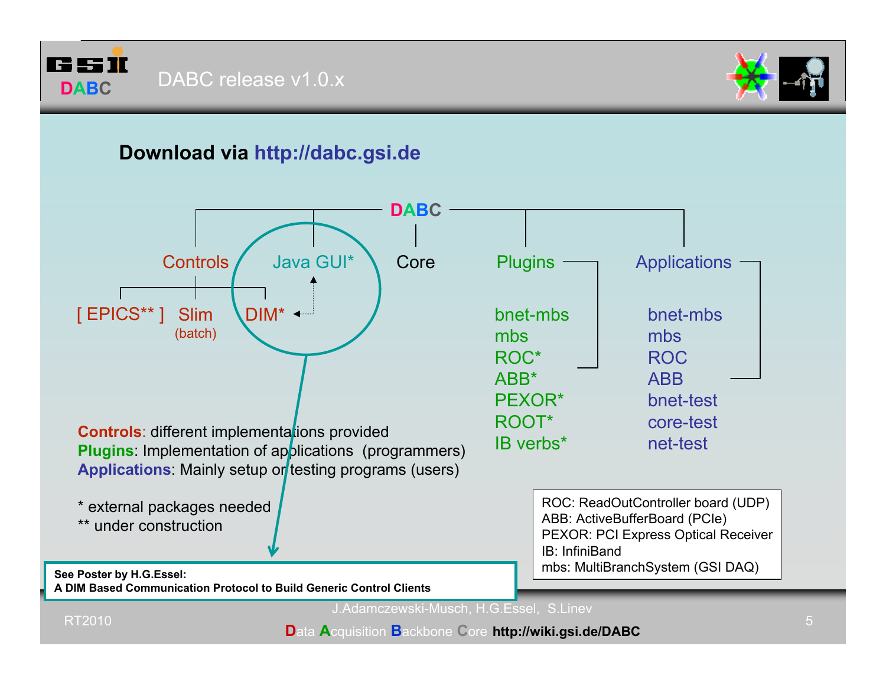# DABC release v1.0.x

**Download via http://dabc.gsi.de**

**DABC**

- **Controls**
  - [ EPICS** ]
  - Slim (batch)
  - DIM*
- **Java GUI***
- **Core**
- **Plugins**
  - bnet-mbs
  - mbs
  - ROC*
  - ABB*
  - PEXOR*
  - ROOT*
  - IB verbs*
- **Applications**
  - bnet-mbs
  - mbs
  - ROC
  - ABB
  - bnet-test
  - core-test
  - net-test

**Controls**: different implementations provided
**Plugins**: Implementation of applications (programmers)
**Applications**: Mainly setup or testing programs (users)

\* external packages needed
** under construction

ROC: ReadOutController board (UDP)
ABB: ActiveBufferBoard (PCIe)
PEXOR: PCI Express Optical Receiver
IB: InfiniBand
mbs: MultiBranchSystem (GSI DAQ)

**See Poster by H.G.Essel:**
**A DIM Based Communication Protocol to Build Generic Control Clients**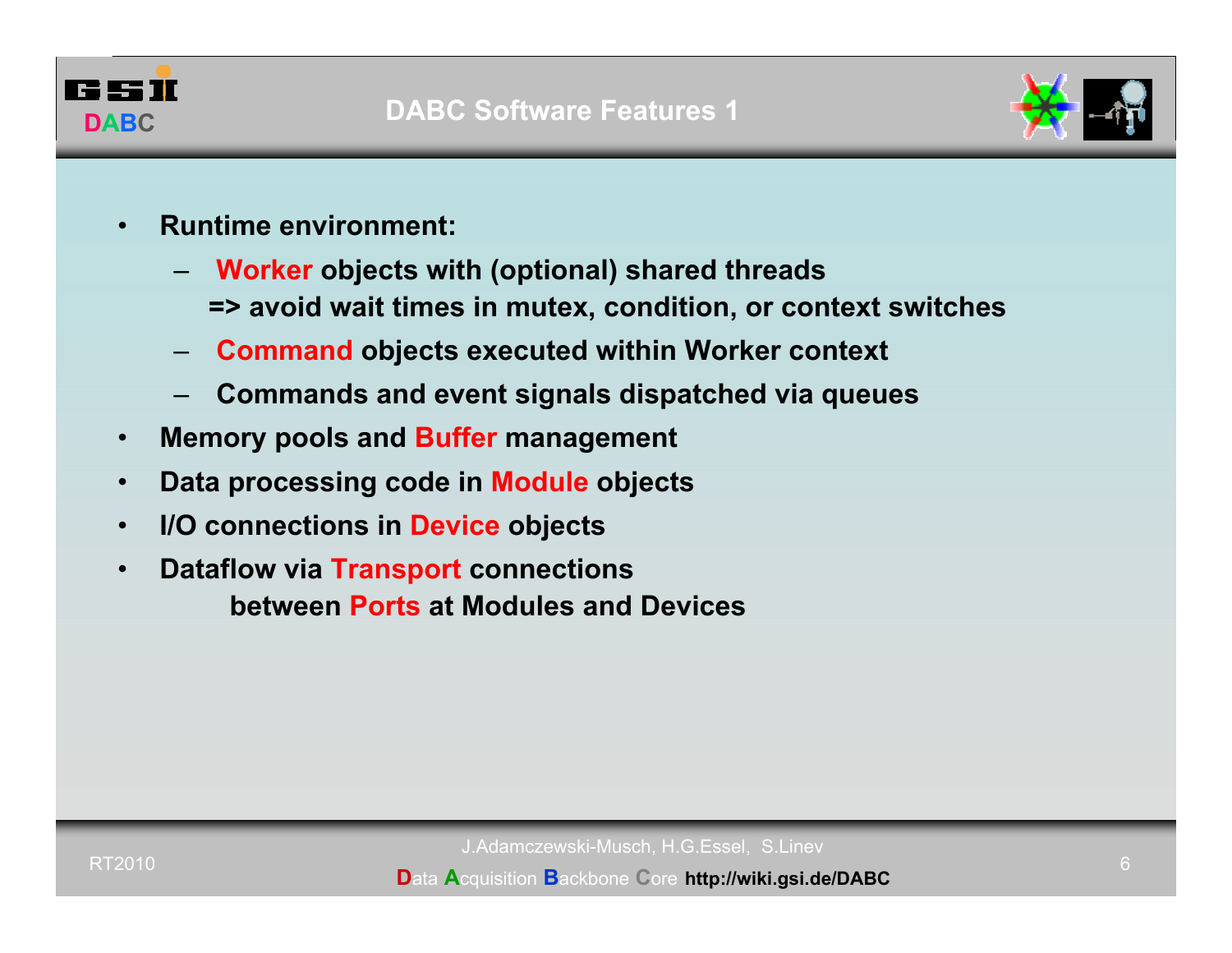# DABC Software Features 1

- **Runtime environment:**
  - **Worker objects with (optional) shared threads**
    **=> avoid wait times in mutex, condition, or context switches**
  - **Command objects executed within Worker context**
  - **Commands and event signals dispatched via queues**
- **Memory pools and Buffer management**
- **Data processing code in Module objects**
- **I/O connections in Device objects**
- **Dataflow via Transport connections**
  **between Ports at Modules and Devices**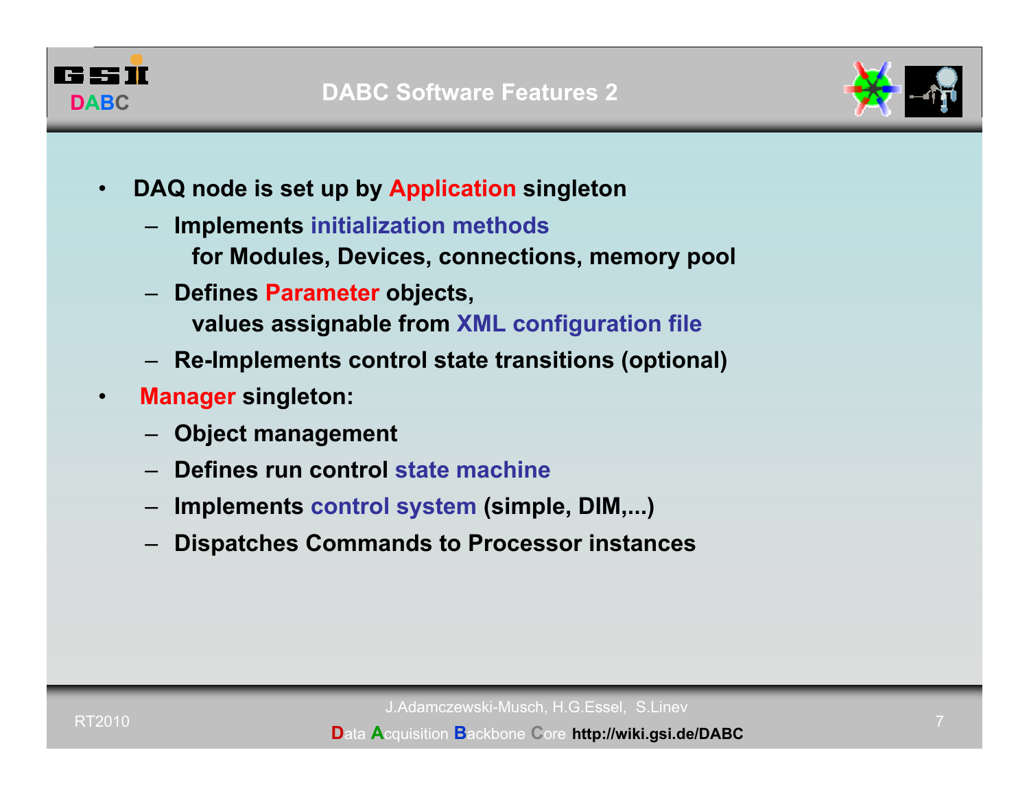# DABC Software Features 2

- DAQ node is set up by **Application** singleton
  - Implements initialization methods for Modules, Devices, connections, memory pool
  - Defines **Parameter** objects, values assignable from XML configuration file
  - Re-Implements control state transitions (optional)
- **Manager** singleton:
  - Object management
  - Defines run control state machine
  - Implements control system (simple, DIM,...)
  - Dispatches Commands to Processor instances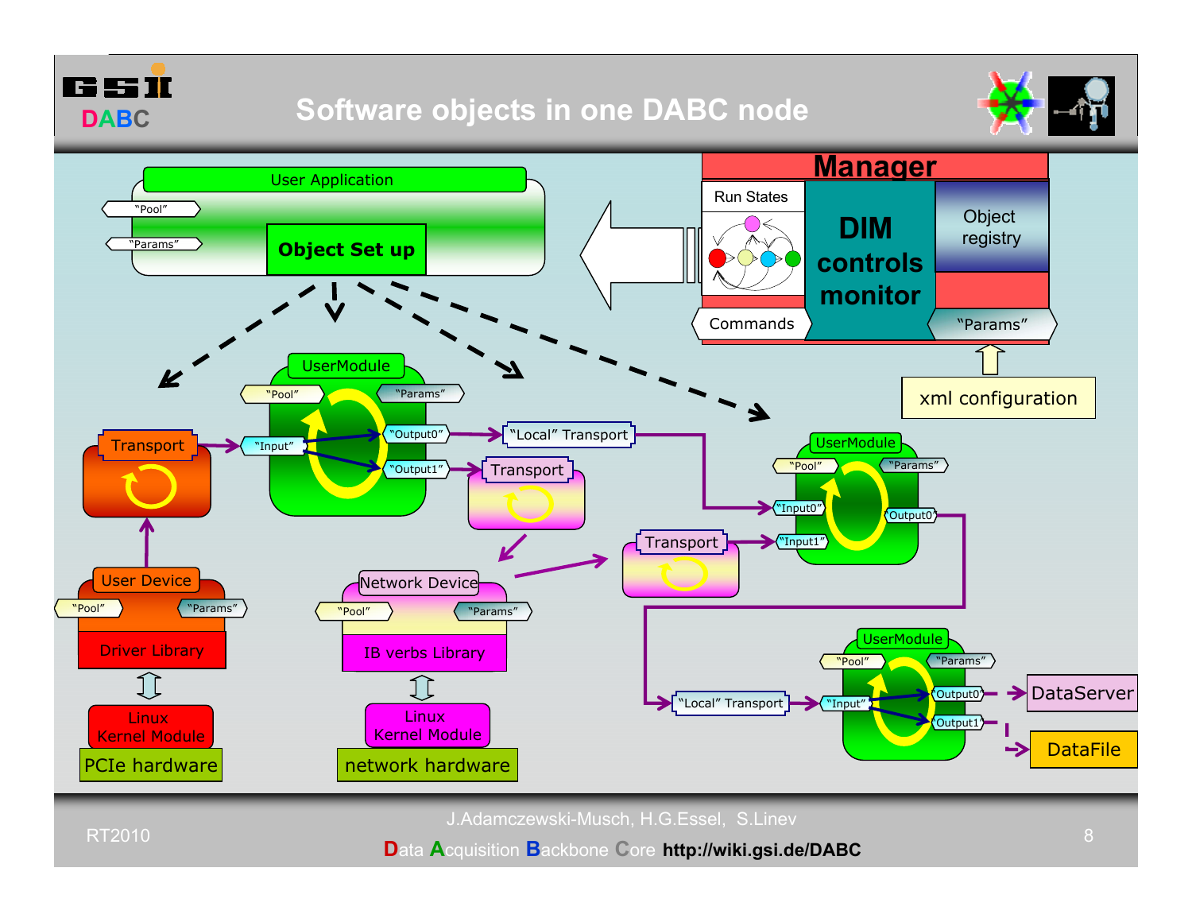# Software objects in one DABC node

User Application

"Pool"

"Params"

Object Set up

Manager

Run States

DIM controls monitor

Object registry

Commands

"Params"

xml configuration

UserModule

"Pool"

"Params"

"Input"

"Output0"

"Output1"

Transport

"Local" Transport

Transport

User Device

"Pool"

"Params"

Driver Library

Linux Kernel Module

PCIe hardware

Network Device

"Pool"

"Params"

IB verbs Library

Linux Kernel Module

network hardware

Transport

UserModule

"Pool"

"Params"

"Input0"

"Input1"

Output0

UserModule

"Pool"

"Params"

"Local" Transport

"Input"

Output0

Output1

DataServer

DataFile

J.Adamczewski-Musch, H.G.Essel, S.Linev

RT2010

Data Acquisition Backbone Core http://wiki.gsi.de/DABC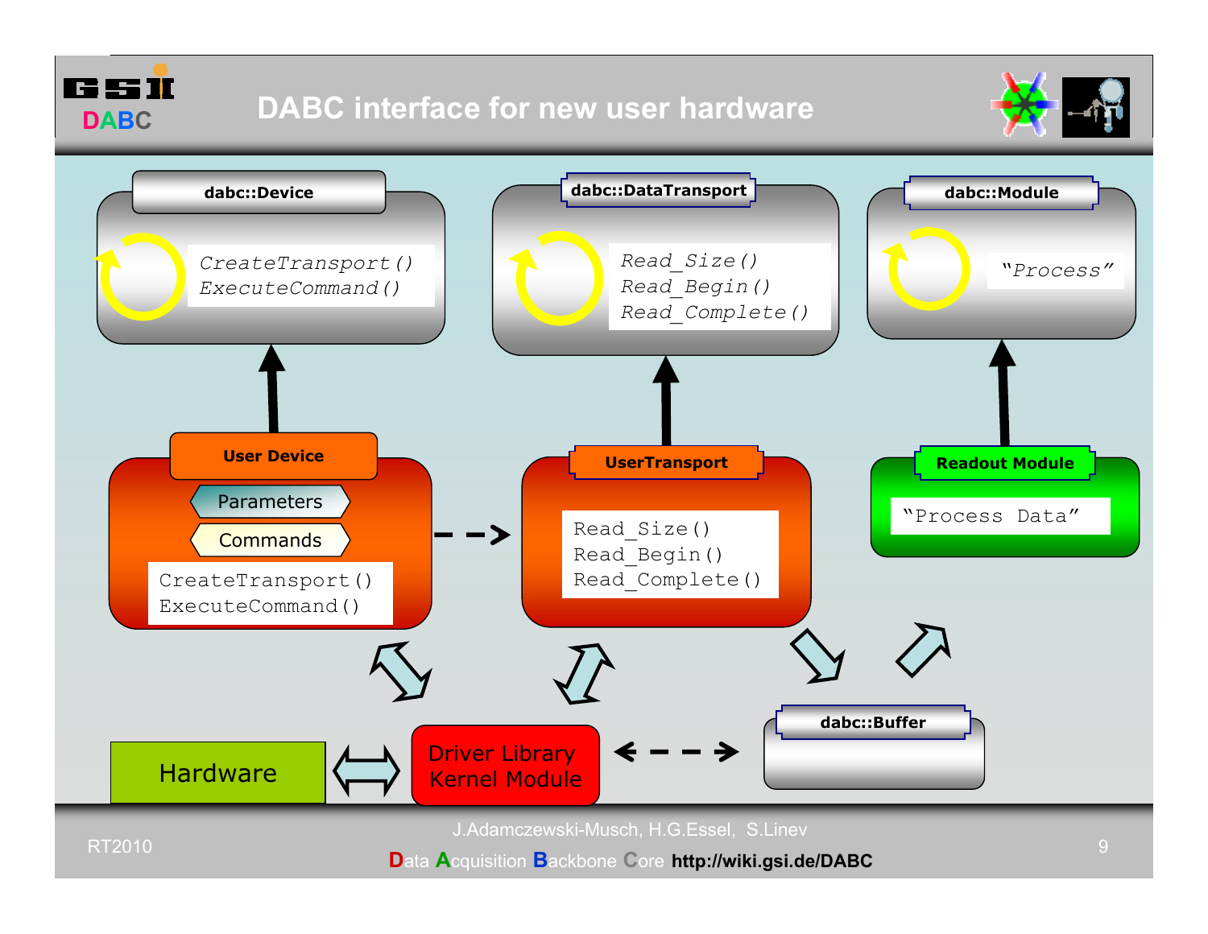# DABC interface for new user hardware

**dabc::Device**

*CreateTransport()*
*ExecuteCommand()*

**dabc::DataTransport**

*Read_Size()*
*Read_Begin()*
*Read_Complete()*

**dabc::Module**

*"Process"*

**User Device**

Parameters

Commands

CreateTransport()
ExecuteCommand()

**UserTransport**

Read_Size()
Read_Begin()
Read_Complete()

**Readout Module**

"Process Data"

Hardware

Driver Library
Kernel Module

**dabc::Buffer**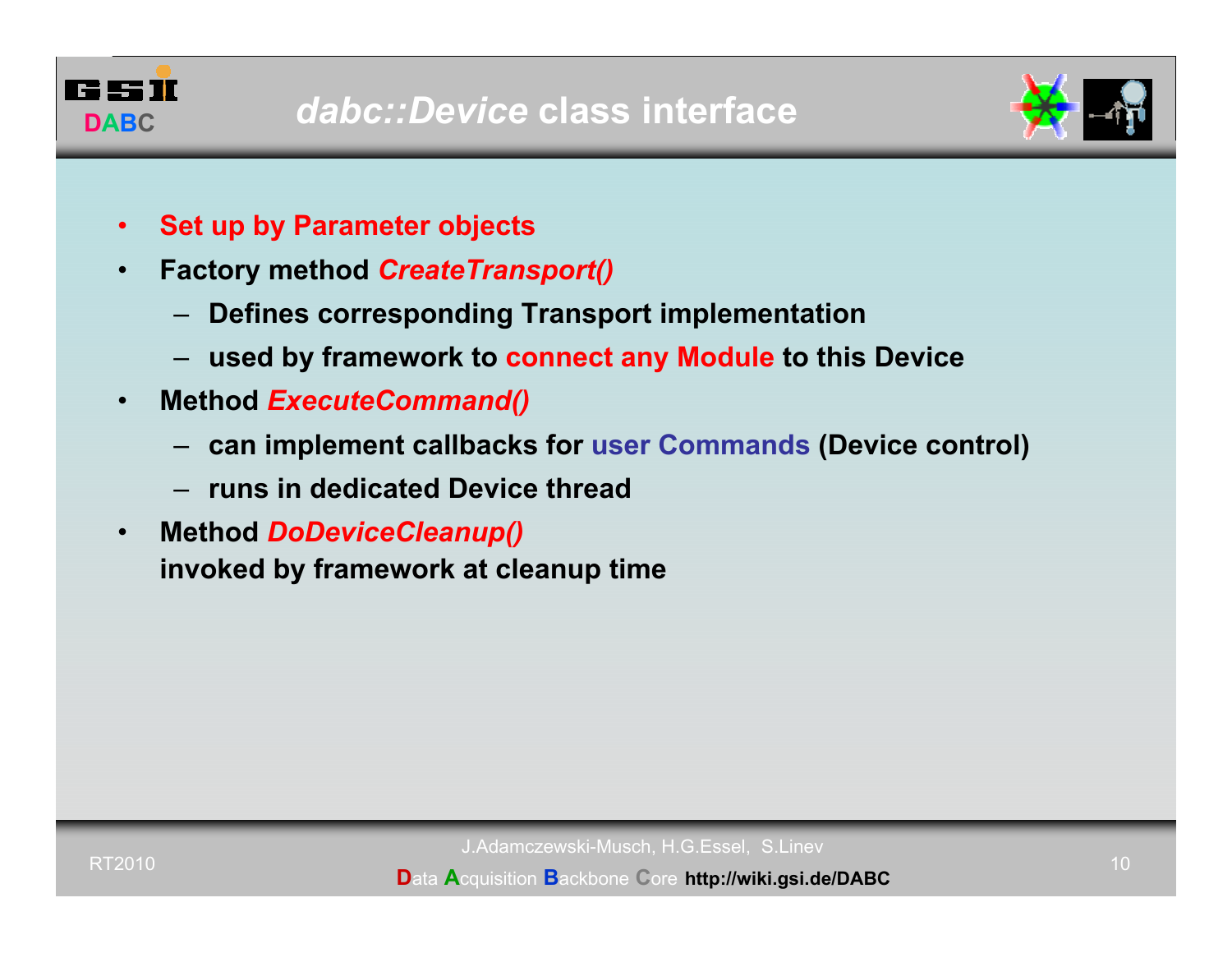# *dabc::Device* class interface

- **Set up by Parameter objects**
- **Factory method *CreateTransport()***
  - **Defines corresponding Transport implementation**
  - **used by framework to connect any Module to this Device**
- **Method *ExecuteCommand()***
  - **can implement callbacks for user Commands (Device control)**
  - **runs in dedicated Device thread**
- **Method *DoDeviceCleanup()***
  **invoked by framework at cleanup time**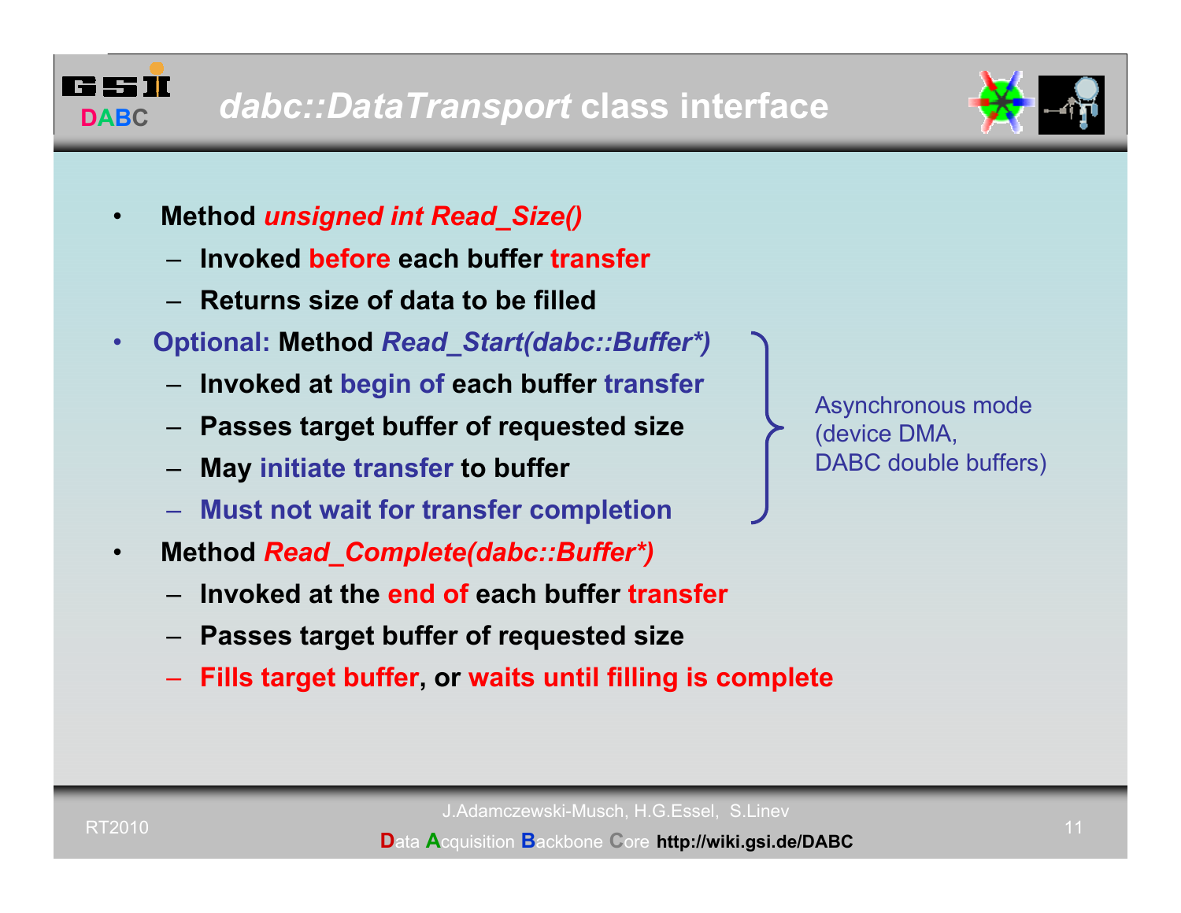# *dabc::DataTransport* class interface

- Method ***unsigned int Read_Size()***
  - Invoked before each buffer transfer
  - Returns size of data to be filled
- Optional: Method ***Read_Start(dabc::Buffer*)***
  - Invoked at begin of each buffer transfer
  - Passes target buffer of requested size
  - May initiate transfer to buffer
  - Must not wait for transfer completion

  } Asynchronous mode (device DMA, DABC double buffers)

- Method ***Read_Complete(dabc::Buffer*)***
  - Invoked at the end of each buffer transfer
  - Passes target buffer of requested size
  - Fills target buffer, or waits until filling is complete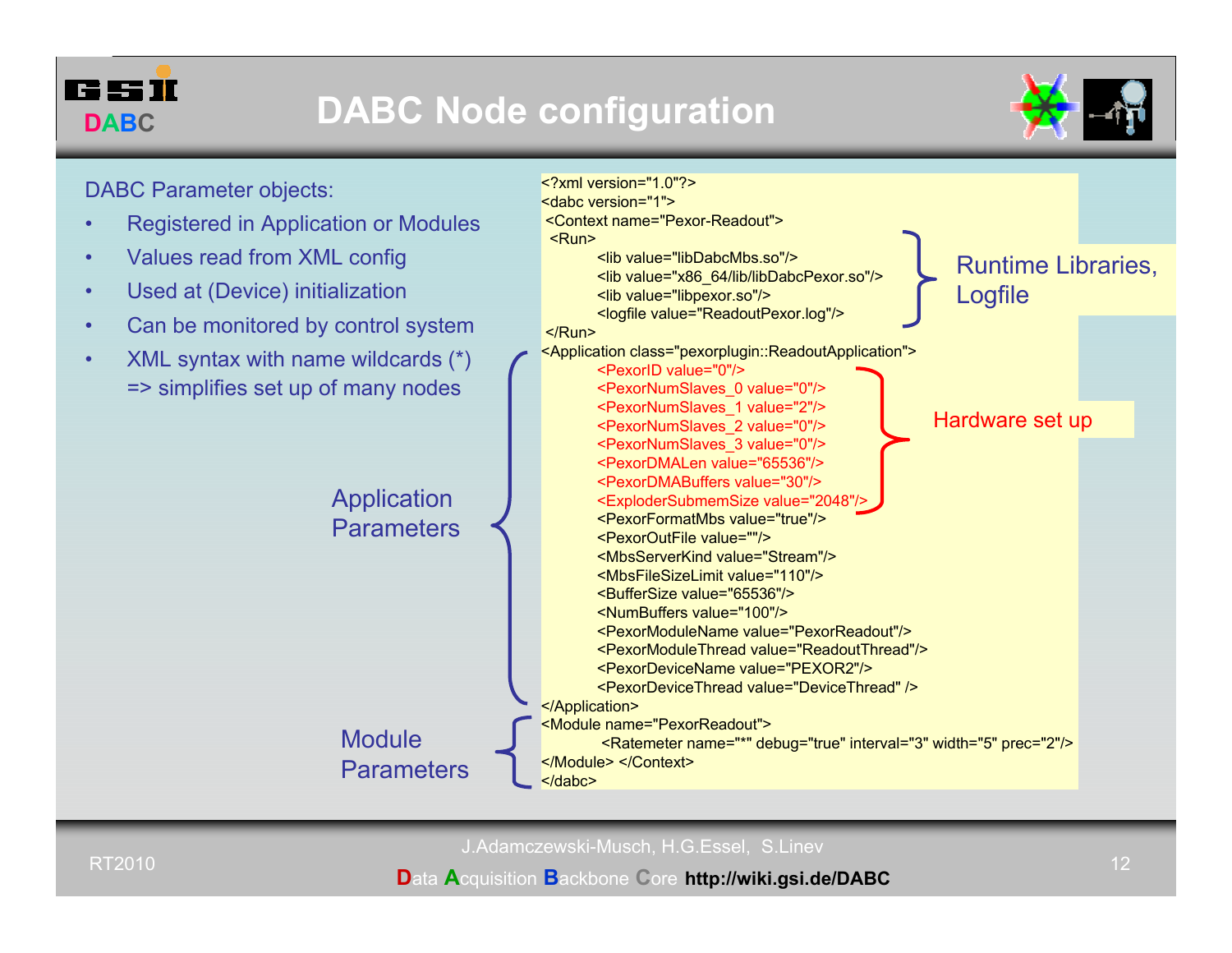# DABC Node configuration

DABC Parameter objects:

- Registered in Application or Modules
- Values read from XML config
- Used at (Device) initialization
- Can be monitored by control system
- XML syntax with name wildcards (*) => simplifies set up of many nodes

```xml
<?xml version="1.0"?>
<dabc version="1">
 <Context name="Pexor-Readout">
  <Run>
      <lib value="libDabcMbs.so"/>
      <lib value="x86_64/lib/libDabcPexor.so"/>
      <lib value="libpexor.so"/>
      <logfile value="ReadoutPexor.log"/>
 </Run>
<Application class="pexorplugin::ReadoutApplication">
      <PexorID value="0"/>
      <PexorNumSlaves_0 value="0"/>
      <PexorNumSlaves_1 value="2"/>
      <PexorNumSlaves_2 value="0"/>
      <PexorNumSlaves_3 value="0"/>
      <PexorDMALen value="65536"/>
      <PexorDMABuffers value="30"/>
      <ExploderSubmemSize value="2048"/>
      <PexorFormatMbs value="true"/>
      <PexorOutFile value=""/>
      <MbsServerKind value="Stream"/>
      <MbsFileSizeLimit value="110"/>
      <BufferSize value="65536"/>
      <NumBuffers value="100"/>
      <PexorModuleName value="PexorReadout"/>
      <PexorModuleThread value="ReadoutThread"/>
      <PexorDeviceName value="PEXOR2"/>
      <PexorDeviceThread value="DeviceThread" />
</Application>
<Module name="PexorReadout">
      <Ratemeter name="*" debug="true" interval="3" width="5" prec="2"/>
</Module> </Context>
</dabc>
```

- Runtime Libraries, Logfile: `<Run>` section (lib and logfile entries)
- Hardware set up: PexorID through ExploderSubmemSize
- Application Parameters: `<Application>` section
- Module Parameters: `<Module>` section

RT2010

J.Adamczewski-Musch, H.G.Essel, S.Linev

**D**ata **A**cquisition **B**ackbone **C**ore **http://wiki.gsi.de/DABC**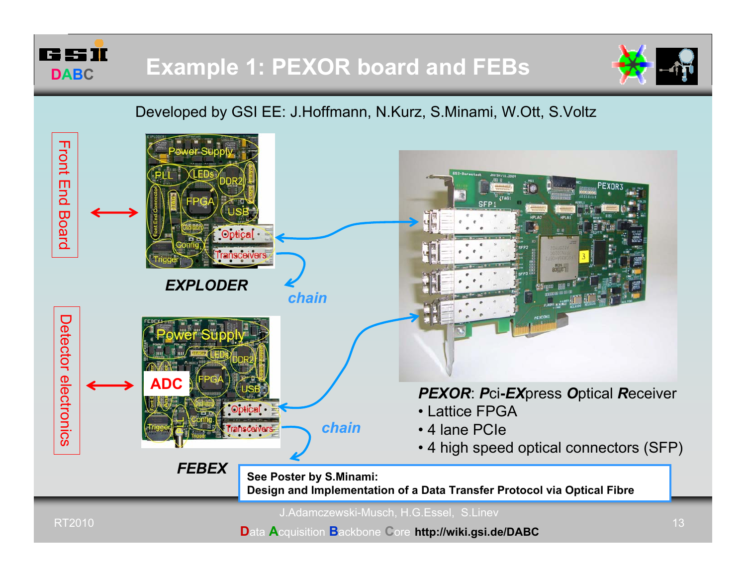# Example 1: PEXOR board and FEBs

Developed by GSI EE: J.Hoffmann, N.Kurz, S.Minami, W.Ott, S.Voltz

Front End Board

**_EXPLODER_**

chain

Detector electronics

ADC

**_FEBEX_**

chain

***PEXOR***: ***P****ci-****EX****press* ***O****ptical* ***R****eceiver*

- Lattice FPGA
- 4 lane PCIe
- 4 high speed optical connectors (SFP)

**See Poster by S.Minami:**
**Design and Implementation of a Data Transfer Protocol via Optical Fibre**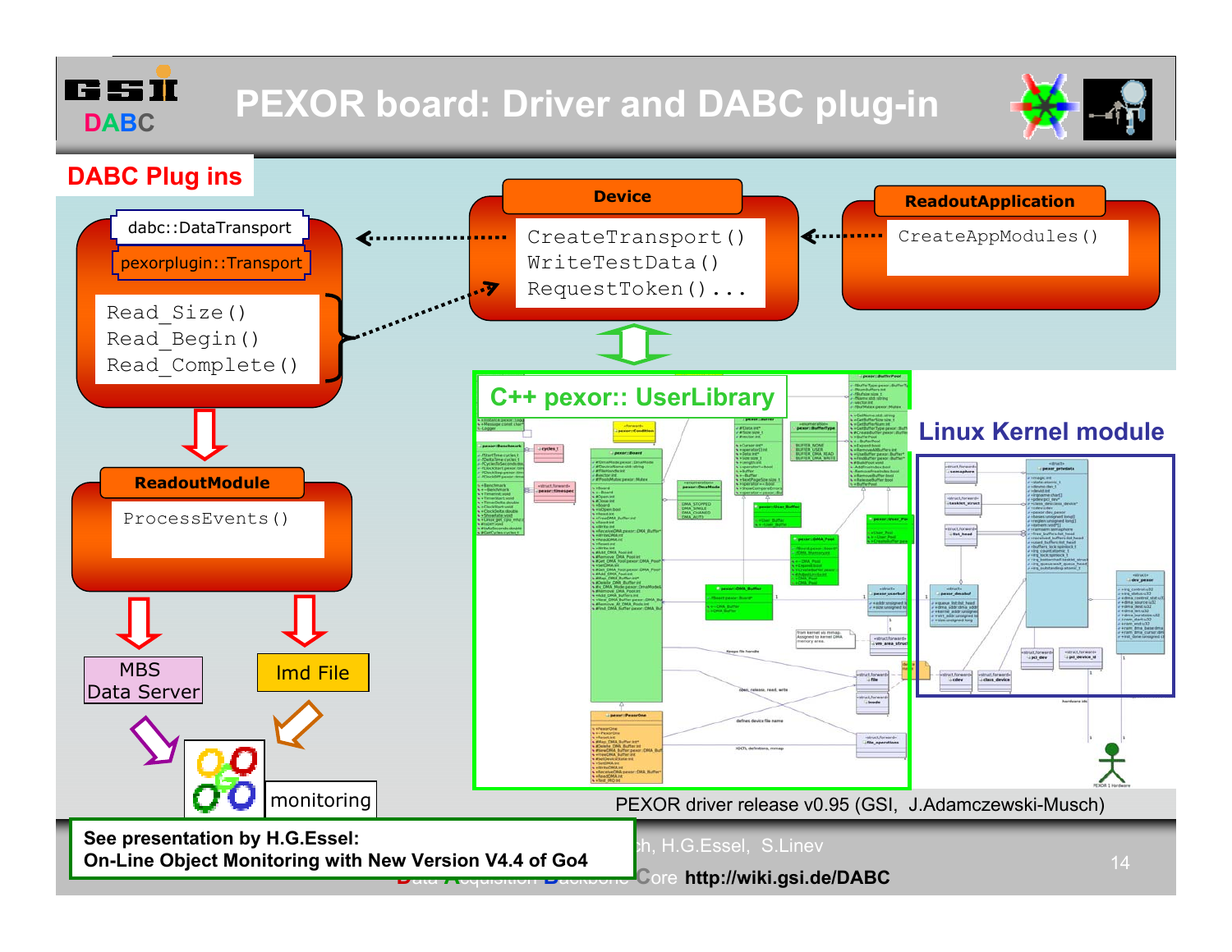# PEXOR board: Driver and DABC plug-in

## DABC Plug ins

**dabc::DataTransport**

**pexorplugin::Transport**

```
Read_Size()
Read_Begin()
Read_Complete()
```

**Device**

```
CreateTransport()
WriteTestData()
RequestToken()...
```

**ReadoutApplication**

```
CreateAppModules()
```

**ReadoutModule**

```
ProcessEvents()
```

MBS Data Server

lmd File

monitoring

**C++ pexor:: UserLibrary**

**Linux Kernel module**

PEXOR driver release v0.95 (GSI, J.Adamczewski-Musch)

**See presentation by H.G.Essel:**
**On-Line Object Monitoring with New Version V4.4 of Go4**

http://wiki.gsi.de/DABC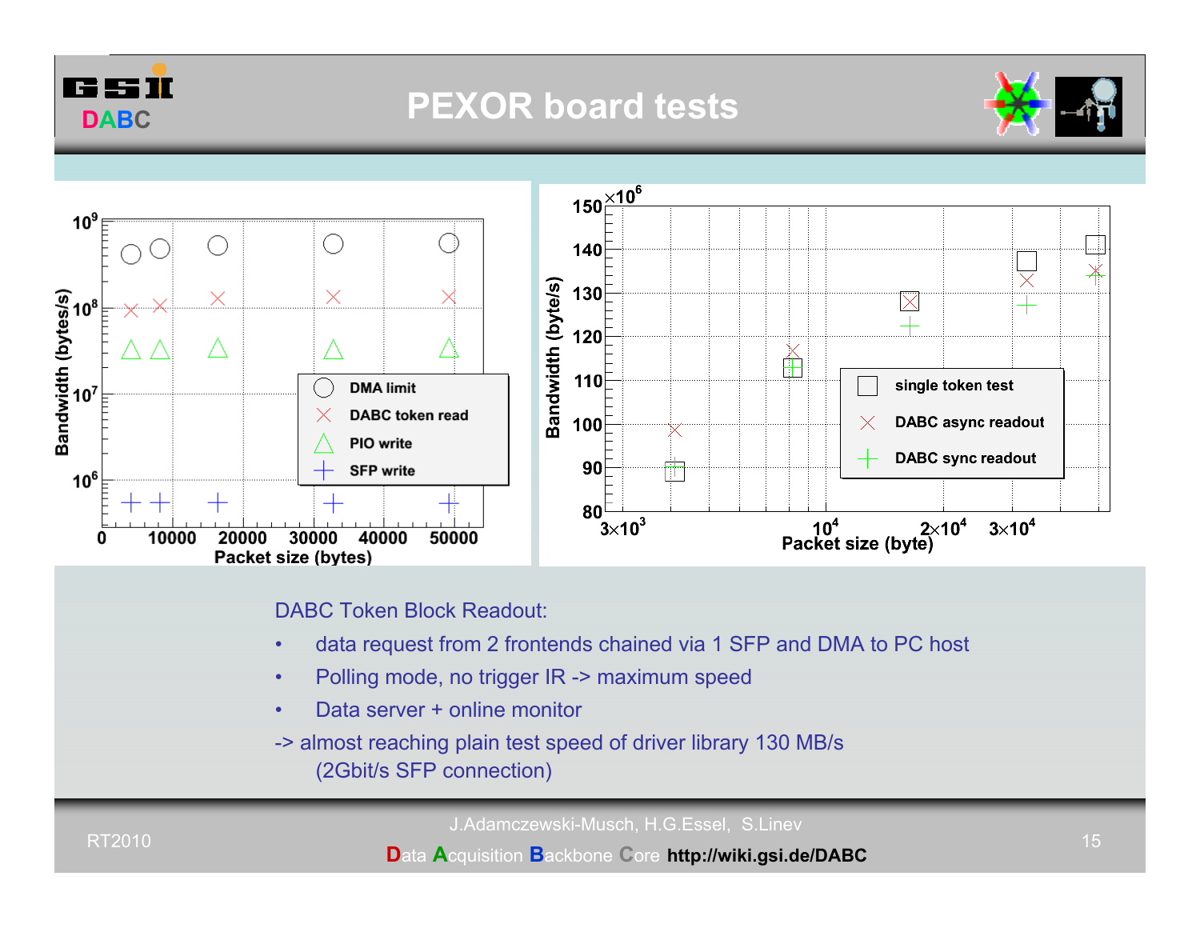# PEXOR board tests

DABC Token Block Readout:

- data request from 2 frontends chained via 1 SFP and DMA to PC host
- Polling mode, no trigger IR -> maximum speed
- Data server + online monitor

-> almost reaching plain test speed of driver library 130 MB/s (2Gbit/s SFP connection)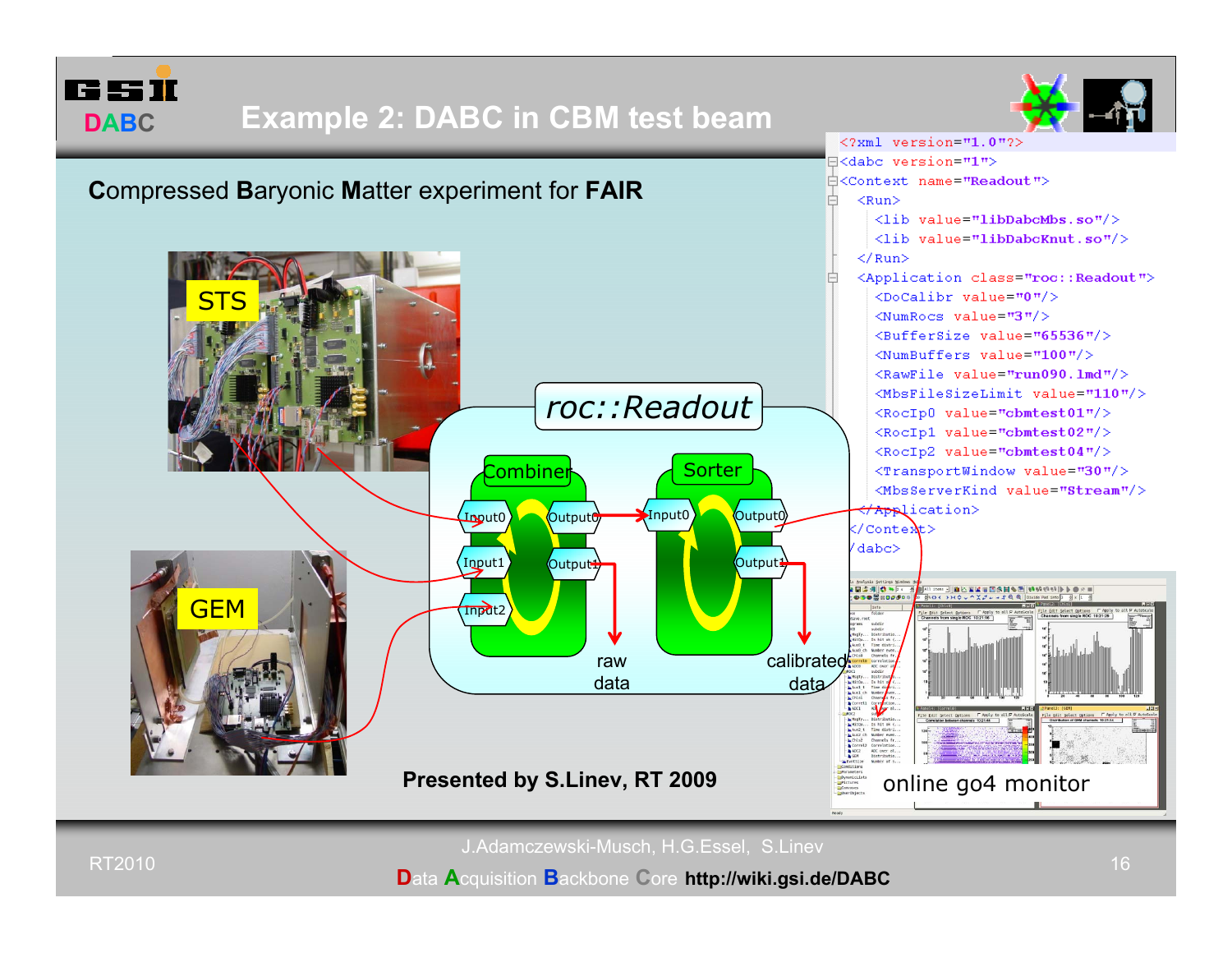# Example 2: DABC in CBM test beam

**C**ompressed **B**aryonic **M**atter experiment for **FAIR**

STS

GEM

*roc::Readout*

Combiner: Input0, Input1, Input2, Output0, Output1

Sorter: Input0, Output0, Output1

raw data

calibrated data

```xml
<?xml version="1.0"?>
<dabc version="1">
<Context name="Readout">
  <Run>
    <lib value="libDabcMbs.so"/>
    <lib value="libDabcKnut.so"/>
  </Run>
  <Application class="roc::Readout">
    <DoCalibr value="0"/>
    <NumRocs value="3"/>
    <BufferSize value="65536"/>
    <NumBuffers value="100"/>
    <RawFile value="run090.lmd"/>
    <MbsFileSizeLimit value="110"/>
    <RocIp0 value="cbmtest01"/>
    <RocIp1 value="cbmtest02"/>
    <RocIp2 value="cbmtest04"/>
    <TransportWindow value="30"/>
    <MbsServerKind value="Stream"/>
  </Application>
</Context>
</dabc>
```

online go4 monitor

**Presented by S.Linev, RT 2009**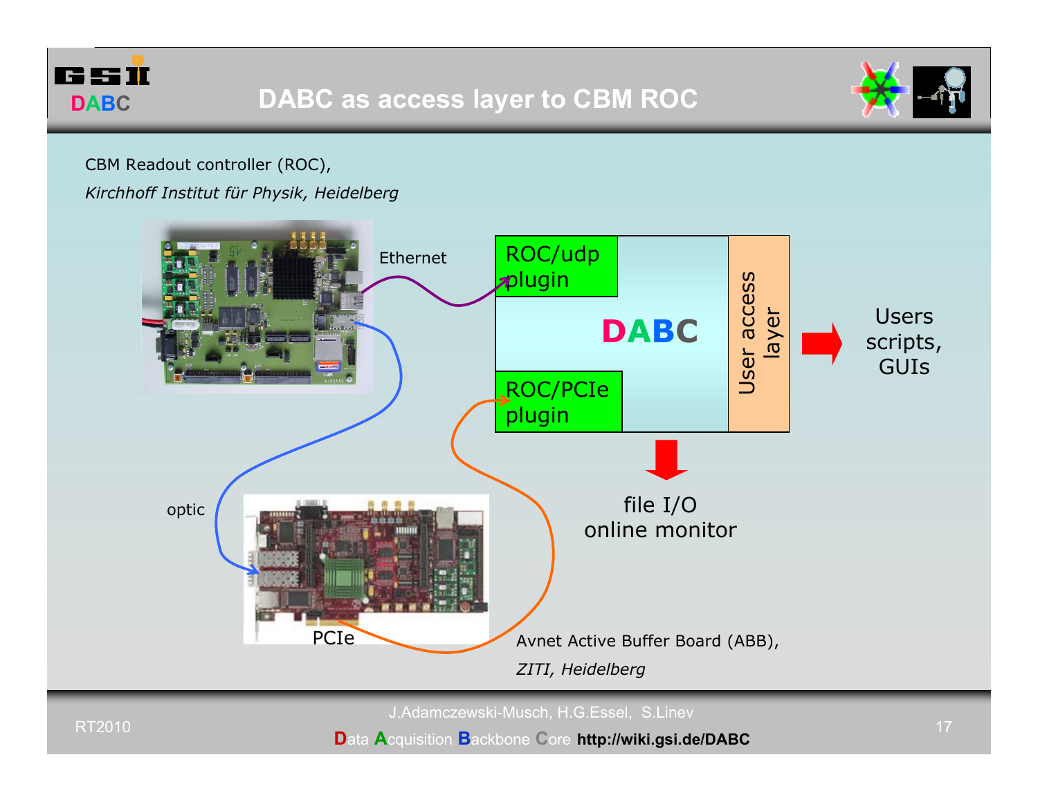# DABC as access layer to CBM ROC

CBM Readout controller (ROC),

*Kirchhoff Institut für Physik, Heidelberg*

Ethernet

ROC/udp plugin

DABC

User access layer

Users scripts, GUIs

ROC/PCIe plugin

optic

file I/O
online monitor

PCIe

Avnet Active Buffer Board (ABB),

*ZITI, Heidelberg*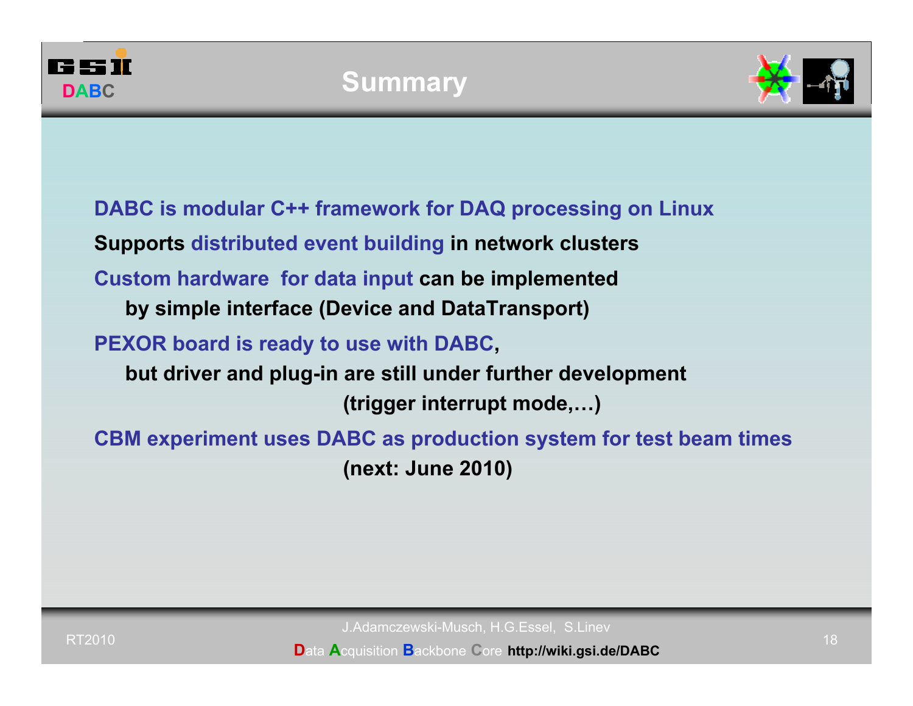# Summary

**DABC is modular C++ framework for DAQ processing on Linux**

**Supports distributed event building in network clusters**

**Custom hardware for data input can be implemented**
**by simple interface (Device and DataTransport)**

**PEXOR board is ready to use with DABC,**
**but driver and plug-in are still under further development**
**(trigger interrupt mode,…)**

**CBM experiment uses DABC as production system for test beam times**
**(next: June 2010)**